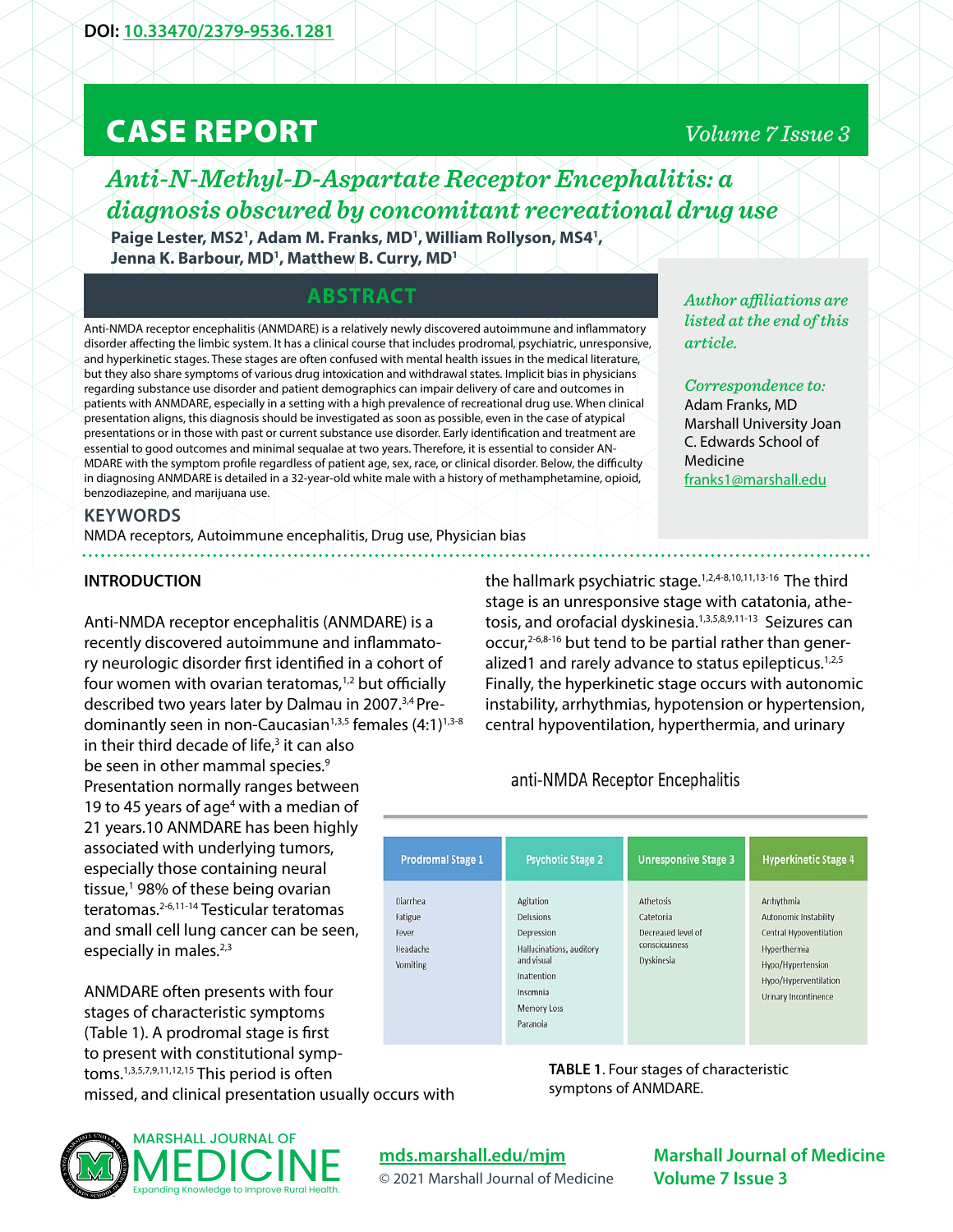DOI: 10.33470/2379-9536.1281

# CASE REPORT

*Volume 7 Issue 3*

## *Anti-N-Methyl-D-Aspartate Receptor Encephalitis: a diagnosis obscured by concomitant recreational drug use*

**Paige Lester, MS2[1], Adam M. Franks, MD[1], William Rollyson, MS4[1], Jenna K. Barbour, MD[1], Matthew B. Curry, MD[1]**

*Author affiliations are listed at the end of this article.*

*Correspondence to:*
Adam Franks, MD
Marshall University Joan C. Edwards School of Medicine
franks1@marshall.edu

## ABSTRACT

Anti-NMDA receptor encephalitis (ANMDARE) is a relatively newly discovered autoimmune and inflammatory disorder affecting the limbic system. It has a clinical course that includes prodromal, psychiatric, unresponsive, and hyperkinetic stages. These stages are often confused with mental health issues in the medical literature, but they also share symptoms of various drug intoxication and withdrawal states. Implicit bias in physicians regarding substance use disorder and patient demographics can impair delivery of care and outcomes in patients with ANMDARE, especially in a setting with a high prevalence of recreational drug use. When clinical presentation aligns, this diagnosis should be investigated as soon as possible, even in the case of atypical presentations or in those with past or current substance use disorder. Early identification and treatment are essential to good outcomes and minimal sequalae at two years. Therefore, it is essential to consider AN-MDARE with the symptom profile regardless of patient age, sex, race, or clinical disorder. Below, the difficulty in diagnosing ANMDARE is detailed in a 32-year-old white male with a history of methamphetamine, opioid, benzodiazepine, and marijuana use.

### KEYWORDS

NMDA receptors, Autoimmune encephalitis, Drug use, Physician bias

### INTRODUCTION

Anti-NMDA receptor encephalitis (ANMDARE) is a recently discovered autoimmune and inflammatory neurologic disorder first identified in a cohort of four women with ovarian teratomas,[1,2] but officially described two years later by Dalmau in 2007.[3,4] Predominantly seen in non-Caucasian[1,3,5] females (4:1)[1,3-8] in their third decade of life,[3] it can also be seen in other mammal species.[9] Presentation normally ranges between 19 to 45 years of age[4] with a median of 21 years.10 ANMDARE has been highly associated with underlying tumors, especially those containing neural tissue,[1] 98% of these being ovarian teratomas.[2-6,11-14] Testicular teratomas and small cell lung cancer can be seen, especially in males.[2,3]

ANMDARE often presents with four stages of characteristic symptoms (Table 1). A prodromal stage is first to present with constitutional symptoms.[1,3,5,7,9,11,12,15] This period is often missed, and clinical presentation usually occurs with the hallmark psychiatric stage.[1,2,4-8,10,11,13-16] The third stage is an unresponsive stage with catatonia, athetosis, and orofacial dyskinesia.[1,3,5,8,9,11-13] Seizures can occur,[2-6,8-16] but tend to be partial rather than generalized1 and rarely advance to status epilepticus.[1,2,5] Finally, the hyperkinetic stage occurs with autonomic instability, arrhythmias, hypotension or hypertension, central hypoventilation, hyperthermia, and urinary

anti-NMDA Receptor Encephalitis

| Prodromal Stage 1 | Psychotic Stage 2 | Unresponsive Stage 3 | Hyperkinetic Stage 4 |
|---|---|---|---|
| Diarrhea | Agitation | Athetosis | Arrhythmia |
| Fatigue | Delusions | Catetonia | Autonomic Instability |
| Fever | Depression | Decreased level of consciousness | Central Hypoventilation |
| Headache | Hallucinations, auditory and visual | Dyskinesia | Hyperthermia |
| Vomiting | Inattention | | Hypo/Hypertension |
| | Insomnia | | Hypo/Hyperventilation |
| | Memory Loss | | Urinary Incontinence |
| | Paranoia | | |

**TABLE 1**. Four stages of characteristic symptons of ANMDARE.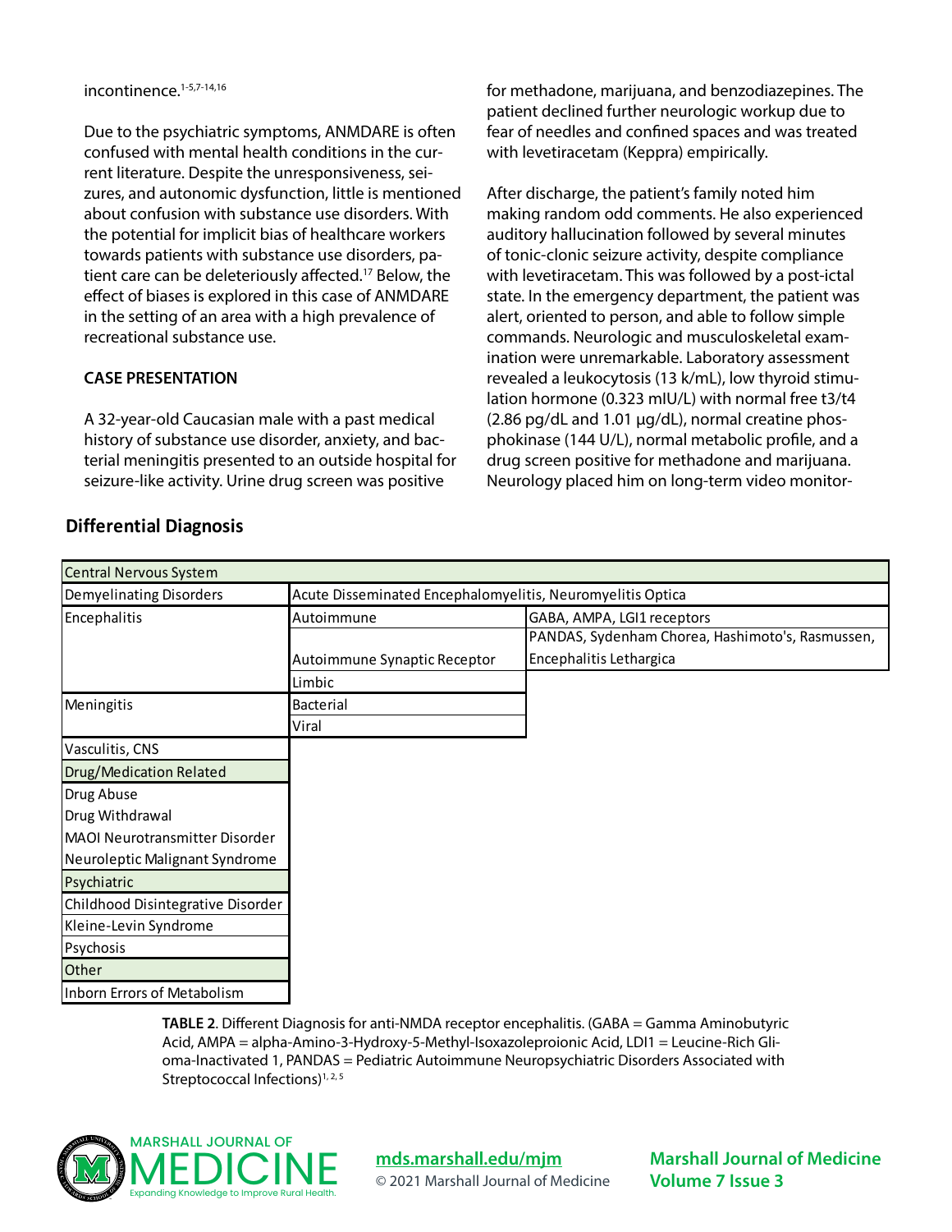incontinence.[1-5,7-14,16]

Due to the psychiatric symptoms, ANMDARE is often confused with mental health conditions in the current literature. Despite the unresponsiveness, seizures, and autonomic dysfunction, little is mentioned about confusion with substance use disorders. With the potential for implicit bias of healthcare workers towards patients with substance use disorders, patient care can be deleteriously affected.[17] Below, the effect of biases is explored in this case of ANMDARE in the setting of an area with a high prevalence of recreational substance use.

**CASE PRESENTATION**

A 32-year-old Caucasian male with a past medical history of substance use disorder, anxiety, and bacterial meningitis presented to an outside hospital for seizure-like activity. Urine drug screen was positive for methadone, marijuana, and benzodiazepines. The patient declined further neurologic workup due to fear of needles and confined spaces and was treated with levetiracetam (Keppra) empirically.

After discharge, the patient's family noted him making random odd comments. He also experienced auditory hallucination followed by several minutes of tonic-clonic seizure activity, despite compliance with levetiracetam. This was followed by a post-ictal state. In the emergency department, the patient was alert, oriented to person, and able to follow simple commands. Neurologic and musculoskeletal examination were unremarkable. Laboratory assessment revealed a leukocytosis (13 k/mL), low thyroid stimulation hormone (0.323 mIU/L) with normal free t3/t4 (2.86 pg/dL and 1.01 µg/dL), normal creatine phosphokinase (144 U/L), normal metabolic profile, and a drug screen positive for methadone and marijuana. Neurology placed him on long-term video monitor-

## Differential Diagnosis

| Central Nervous System | | |
|---|---|---|
| Demyelinating Disorders | Acute Disseminated Encephalomyelitis, Neuromyelitis Optica | |
| Encephalitis | Autoimmune | GABA, AMPA, LGI1 receptors |
| | Autoimmune Synaptic Receptor | PANDAS, Sydenham Chorea, Hashimoto's, Rasmussen, Encephalitis Lethargica |
| | Limbic | |
| Meningitis | Bacterial | |
| | Viral | |
| Vasculitis, CNS | | |
| **Drug/Medication Related** | | |
| Drug Abuse | | |
| Drug Withdrawal | | |
| MAOI Neurotransmitter Disorder | | |
| Neuroleptic Malignant Syndrome | | |
| **Psychiatric** | | |
| Childhood Disintegrative Disorder | | |
| Kleine-Levin Syndrome | | |
| Psychosis | | |
| **Other** | | |
| Inborn Errors of Metabolism | | |

**TABLE 2**. Different Diagnosis for anti-NMDA receptor encephalitis. (GABA = Gamma Aminobutyric Acid, AMPA = alpha-Amino-3-Hydroxy-5-Methyl-Isoxazoleproionic Acid, LDI1 = Leucine-Rich Glioma-Inactivated 1, PANDAS = Pediatric Autoimmune Neuropsychiatric Disorders Associated with Streptococcal Infections)[1, 2, 5]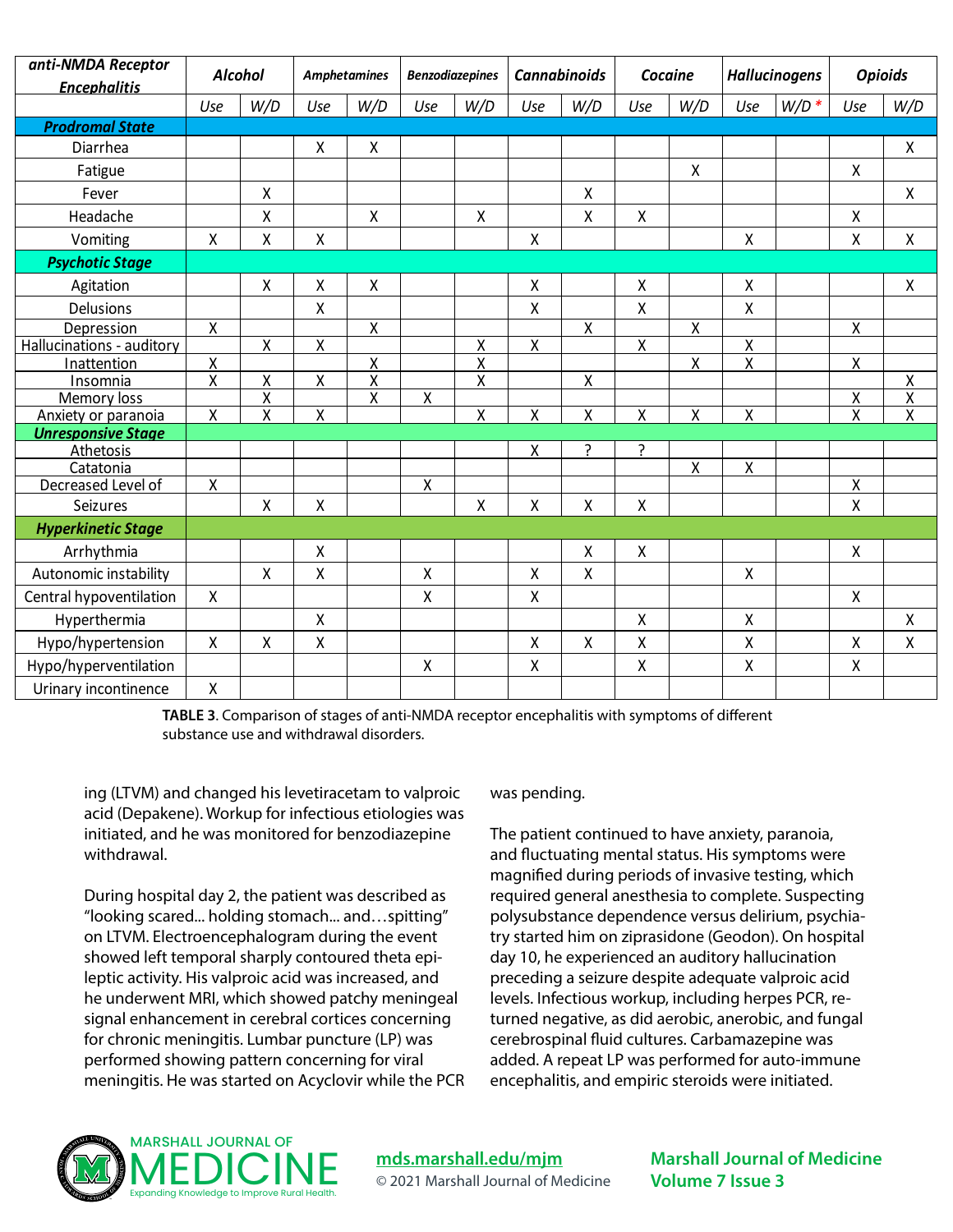| anti-NMDA Receptor Encephalitis | Alcohol | | Amphetamines | | Benzodiazepines | | Cannabinoids | | Cocaine | | Hallucinogens | | Opioids | |
|---|---|---|---|---|---|---|---|---|---|---|---|---|---|---|
| | Use | W/D | Use | W/D | Use | W/D | Use | W/D | Use | W/D | Use | W/D * | Use | W/D |
| **Prodromal State** | | | | | | | | | | | | | | |
| Diarrhea | | | X | X | | | | | | | | | | X |
| Fatigue | | | | | | | | | | X | | | X | |
| Fever | | X | | | | | | X | | | | | | X |
| Headache | | X | | X | | X | | X | X | | | | X | |
| Vomiting | X | X | X | | | | X | | | | X | | X | X |
| **Psychotic Stage** | | | | | | | | | | | | | | |
| Agitation | | X | X | X | | | X | | X | | X | | | X |
| Delusions | | | X | | | | X | | X | | X | | | |
| Depression | X | | | X | | | | X | | X | | | X | |
| Hallucinations - auditory | | X | X | | | X | X | | X | | X | | | |
| Inattention | X | | | X | | X | | | | X | X | | X | |
| Insomnia | X | X | X | X | | X | | X | | | | | | X |
| Memory loss | | X | | X | X | | | | | | | | X | X |
| Anxiety or paranoia | X | X | X | | | X | X | X | X | X | X | | X | X |
| **Unresponsive Stage** | | | | | | | | | | | | | | |
| Athetosis | | | | | | | X | ? | ? | | | | | |
| Catatonia | | | | | | | | | | X | X | | | |
| Decreased Level of | X | | | | X | | | | | | | | X | |
| Seizures | | X | X | | | X | X | X | X | | | | X | |
| **Hyperkinetic Stage** | | | | | | | | | | | | | | |
| Arrhythmia | | | X | | | | | X | X | | | | X | |
| Autonomic instability | | X | X | | X | | X | X | | | X | | | |
| Central hypoventilation | X | | | | X | | X | | | | | | X | |
| Hyperthermia | | | X | | | | | | X | | X | | | X |
| Hypo/hypertension | X | X | X | | | | X | X | X | | X | | X | X |
| Hypo/hyperventilation | | | | | X | | X | | X | | X | | X | |
| Urinary incontinence | X | | | | | | | | | | | | | |

**TABLE 3**. Comparison of stages of anti-NMDA receptor encephalitis with symptoms of different substance use and withdrawal disorders.

ing (LTVM) and changed his levetiracetam to valproic acid (Depakene). Workup for infectious etiologies was initiated, and he was monitored for benzodiazepine withdrawal.

During hospital day 2, the patient was described as "looking scared... holding stomach... and…spitting" on LTVM. Electroencephalogram during the event showed left temporal sharply contoured theta epileptic activity. His valproic acid was increased, and he underwent MRI, which showed patchy meningeal signal enhancement in cerebral cortices concerning for chronic meningitis. Lumbar puncture (LP) was performed showing pattern concerning for viral meningitis. He was started on Acyclovir while the PCR was pending.

The patient continued to have anxiety, paranoia, and fluctuating mental status. His symptoms were magnified during periods of invasive testing, which required general anesthesia to complete. Suspecting polysubstance dependence versus delirium, psychiatry started him on ziprasidone (Geodon). On hospital day 10, he experienced an auditory hallucination preceding a seizure despite adequate valproic acid levels. Infectious workup, including herpes PCR, returned negative, as did aerobic, anerobic, and fungal cerebrospinal fluid cultures. Carbamazepine was added. A repeat LP was performed for auto-immune encephalitis, and empiric steroids were initiated.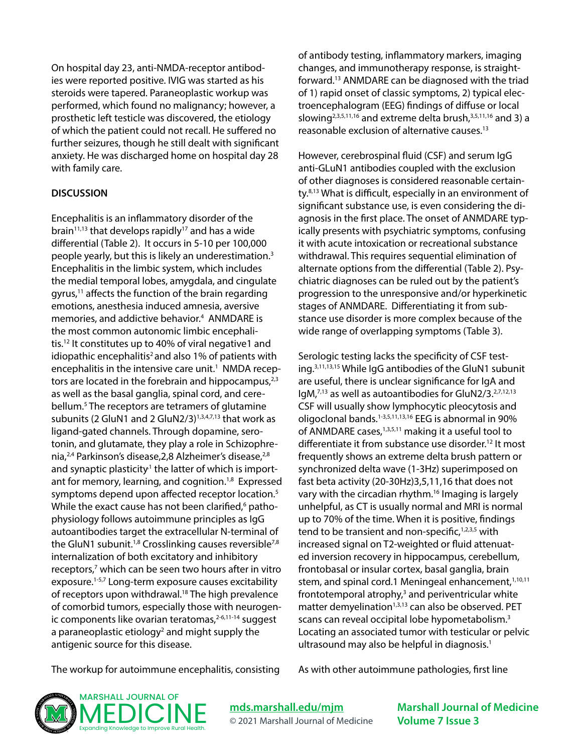On hospital day 23, anti-NMDA-receptor antibodies were reported positive. IVIG was started as his steroids were tapered. Paraneoplastic workup was performed, which found no malignancy; however, a prosthetic left testicle was discovered, the etiology of which the patient could not recall. He suffered no further seizures, though he still dealt with significant anxiety. He was discharged home on hospital day 28 with family care.

## DISCUSSION

Encephalitis is an inflammatory disorder of the brain[11,13] that develops rapidly[17] and has a wide differential (Table 2). It occurs in 5-10 per 100,000 people yearly, but this is likely an underestimation.[3] Encephalitis in the limbic system, which includes the medial temporal lobes, amygdala, and cingulate gyrus,[11] affects the function of the brain regarding emotions, anesthesia induced amnesia, aversive memories, and addictive behavior.[4] ANMDARE is the most common autonomic limbic encephalitis.[12] It constitutes up to 40% of viral negative1 and idiopathic encephalitis[2] and also 1% of patients with encephalitis in the intensive care unit.[1] NMDA receptors are located in the forebrain and hippocampus,[2,3] as well as the basal ganglia, spinal cord, and cerebellum.[5] The receptors are tetramers of glutamine subunits (2 GluN1 and 2 GluN2/3)[1,3,4,7,13] that work as ligand-gated channels. Through dopamine, serotonin, and glutamate, they play a role in Schizophrenia,[2,4] Parkinson's disease,2,8 Alzheimer's disease,[2,8] and synaptic plasticity[1] the latter of which is important for memory, learning, and cognition.[1,8] Expressed symptoms depend upon affected receptor location.[5] While the exact cause has not been clarified,[6] pathophysiology follows autoimmune principles as IgG autoantibodies target the extracellular N-terminal of the GluN1 subunit.[1,8] Crosslinking causes reversible[7,8] internalization of both excitatory and inhibitory receptors,[7] which can be seen two hours after in vitro exposure.[1-5,7] Long-term exposure causes excitability of receptors upon withdrawal.[18] The high prevalence of comorbid tumors, especially those with neurogenic components like ovarian teratomas,[2-6,11-14] suggest a paraneoplastic etiology[2] and might supply the antigenic source for this disease.

The workup for autoimmune encephalitis, consisting of antibody testing, inflammatory markers, imaging changes, and immunotherapy response, is straightforward.[13] ANMDARE can be diagnosed with the triad of 1) rapid onset of classic symptoms, 2) typical electroencephalogram (EEG) findings of diffuse or local slowing[2,3,5,11,16] and extreme delta brush,[3,5,11,16] and 3) a reasonable exclusion of alternative causes.[13]

However, cerebrospinal fluid (CSF) and serum IgG anti-GLuN1 antibodies coupled with the exclusion of other diagnoses is considered reasonable certainty.[8,13] What is difficult, especially in an environment of significant substance use, is even considering the diagnosis in the first place. The onset of ANMDARE typically presents with psychiatric symptoms, confusing it with acute intoxication or recreational substance withdrawal. This requires sequential elimination of alternate options from the differential (Table 2). Psychiatric diagnoses can be ruled out by the patient's progression to the unresponsive and/or hyperkinetic stages of ANMDARE. Differentiating it from substance use disorder is more complex because of the wide range of overlapping symptoms (Table 3).

Serologic testing lacks the specificity of CSF testing.[3,11,13,15] While IgG antibodies of the GluN1 subunit are useful, there is unclear significance for IgA and IgM,[7,13] as well as autoantibodies for GluN2/3.[2,7,12,13] CSF will usually show lymphocytic pleocytosis and oligoclonal bands.[1-3,5,11,13,16] EEG is abnormal in 90% of ANMDARE cases,[1,3,5,11] making it a useful tool to differentiate it from substance use disorder.[12] It most frequently shows an extreme delta brush pattern or synchronized delta wave (1-3Hz) superimposed on fast beta activity (20-30Hz)3,5,11,16 that does not vary with the circadian rhythm.[16] Imaging is largely unhelpful, as CT is usually normal and MRI is normal up to 70% of the time. When it is positive, findings tend to be transient and non-specific,[1,2,3,5] with increased signal on T2-weighted or fluid attenuated inversion recovery in hippocampus, cerebellum, frontobasal or insular cortex, basal ganglia, brain stem, and spinal cord.1 Meningeal enhancement,[1,10,11] frontotemporal atrophy,[3] and periventricular white matter demyelination[1,3,13] can also be observed. PET scans can reveal occipital lobe hypometabolism.[3] Locating an associated tumor with testicular or pelvic ultrasound may also be helpful in diagnosis.[1]

As with other autoimmune pathologies, first line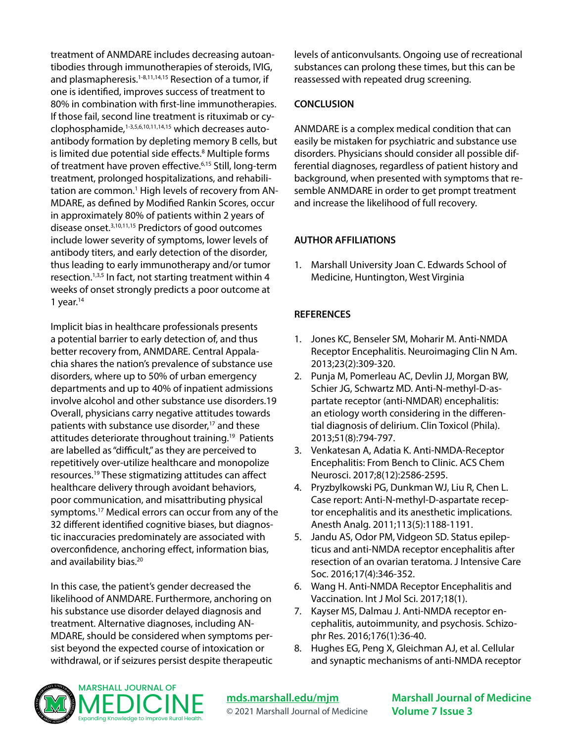treatment of ANMDARE includes decreasing autoantibodies through immunotherapies of steroids, IVIG, and plasmapheresis.[1-8,11,14,15] Resection of a tumor, if one is identified, improves success of treatment to 80% in combination with first-line immunotherapies. If those fail, second line treatment is rituximab or cyclophosphamide,[1-3,5,6,10,11,14,15] which decreases autoantibody formation by depleting memory B cells, but is limited due potential side effects.[8] Multiple forms of treatment have proven effective.[6,15] Still, long-term treatment, prolonged hospitalizations, and rehabilitation are common.[1] High levels of recovery from ANMDARE, as defined by Modified Rankin Scores, occur in approximately 80% of patients within 2 years of disease onset.[3,10,11,15] Predictors of good outcomes include lower severity of symptoms, lower levels of antibody titers, and early detection of the disorder, thus leading to early immunotherapy and/or tumor resection.[1,3,5] In fact, not starting treatment within 4 weeks of onset strongly predicts a poor outcome at 1 year.[14]

Implicit bias in healthcare professionals presents a potential barrier to early detection of, and thus better recovery from, ANMDARE. Central Appalachia shares the nation's prevalence of substance use disorders, where up to 50% of urban emergency departments and up to 40% of inpatient admissions involve alcohol and other substance use disorders.19 Overall, physicians carry negative attitudes towards patients with substance use disorder,[17] and these attitudes deteriorate throughout training.[19] Patients are labelled as "difficult," as they are perceived to repetitively over-utilize healthcare and monopolize resources.[19] These stigmatizing attitudes can affect healthcare delivery through avoidant behaviors, poor communication, and misattributing physical symptoms.[17] Medical errors can occur from any of the 32 different identified cognitive biases, but diagnostic inaccuracies predominately are associated with overconfidence, anchoring effect, information bias, and availability bias.[20]

In this case, the patient's gender decreased the likelihood of ANMDARE. Furthermore, anchoring on his substance use disorder delayed diagnosis and treatment. Alternative diagnoses, including ANMDARE, should be considered when symptoms persist beyond the expected course of intoxication or withdrawal, or if seizures persist despite therapeutic levels of anticonvulsants. Ongoing use of recreational substances can prolong these times, but this can be reassessed with repeated drug screening.

## CONCLUSION

ANMDARE is a complex medical condition that can easily be mistaken for psychiatric and substance use disorders. Physicians should consider all possible differential diagnoses, regardless of patient history and background, when presented with symptoms that resemble ANMDARE in order to get prompt treatment and increase the likelihood of full recovery.

## AUTHOR AFFILIATIONS

1. Marshall University Joan C. Edwards School of Medicine, Huntington, West Virginia

## REFERENCES

1. Jones KC, Benseler SM, Moharir M. Anti-NMDA Receptor Encephalitis. Neuroimaging Clin N Am. 2013;23(2):309-320.
2. Punja M, Pomerleau AC, Devlin JJ, Morgan BW, Schier JG, Schwartz MD. Anti-N-methyl-D-aspartate receptor (anti-NMDAR) encephalitis: an etiology worth considering in the differential diagnosis of delirium. Clin Toxicol (Phila). 2013;51(8):794-797.
3. Venkatesan A, Adatia K. Anti-NMDA-Receptor Encephalitis: From Bench to Clinic. ACS Chem Neurosci. 2017;8(12):2586-2595.
4. Pryzbylkowski PG, Dunkman WJ, Liu R, Chen L. Case report: Anti-N-methyl-D-aspartate receptor encephalitis and its anesthetic implications. Anesth Analg. 2011;113(5):1188-1191.
5. Jandu AS, Odor PM, Vidgeon SD. Status epilepticus and anti-NMDA receptor encephalitis after resection of an ovarian teratoma. J Intensive Care Soc. 2016;17(4):346-352.
6. Wang H. Anti-NMDA Receptor Encephalitis and Vaccination. Int J Mol Sci. 2017;18(1).
7. Kayser MS, Dalmau J. Anti-NMDA receptor encephalitis, autoimmunity, and psychosis. Schizophr Res. 2016;176(1):36-40.
8. Hughes EG, Peng X, Gleichman AJ, et al. Cellular and synaptic mechanisms of anti-NMDA receptor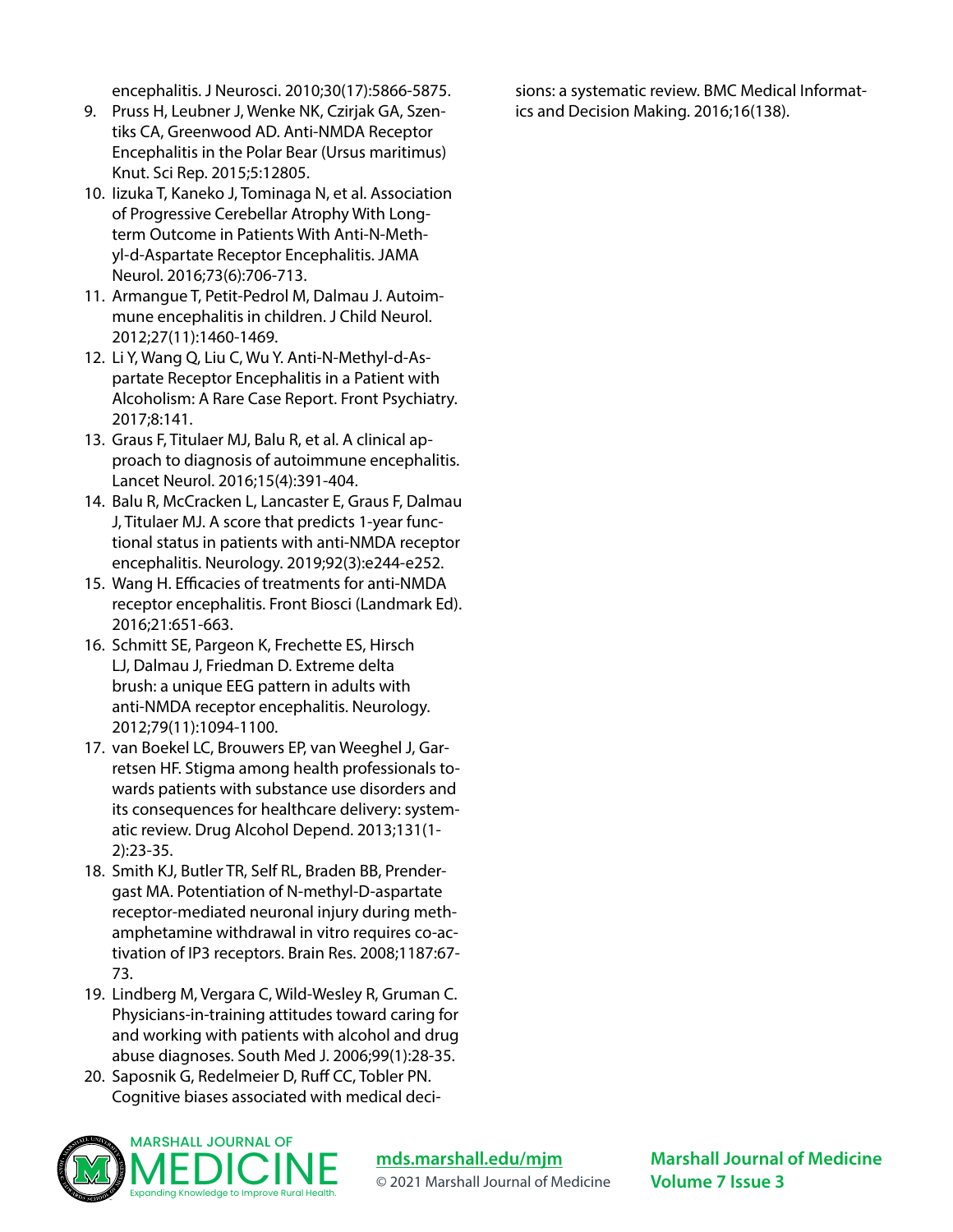encephalitis. J Neurosci. 2010;30(17):5866-5875.

9. Pruss H, Leubner J, Wenke NK, Czirjak GA, Szentiks CA, Greenwood AD. Anti-NMDA Receptor Encephalitis in the Polar Bear (Ursus maritimus) Knut. Sci Rep. 2015;5:12805.
10. Iizuka T, Kaneko J, Tominaga N, et al. Association of Progressive Cerebellar Atrophy With Long-term Outcome in Patients With Anti-N-Methyl-d-Aspartate Receptor Encephalitis. JAMA Neurol. 2016;73(6):706-713.
11. Armangue T, Petit-Pedrol M, Dalmau J. Autoimmune encephalitis in children. J Child Neurol. 2012;27(11):1460-1469.
12. Li Y, Wang Q, Liu C, Wu Y. Anti-N-Methyl-d-Aspartate Receptor Encephalitis in a Patient with Alcoholism: A Rare Case Report. Front Psychiatry. 2017;8:141.
13. Graus F, Titulaer MJ, Balu R, et al. A clinical approach to diagnosis of autoimmune encephalitis. Lancet Neurol. 2016;15(4):391-404.
14. Balu R, McCracken L, Lancaster E, Graus F, Dalmau J, Titulaer MJ. A score that predicts 1-year functional status in patients with anti-NMDA receptor encephalitis. Neurology. 2019;92(3):e244-e252.
15. Wang H. Efficacies of treatments for anti-NMDA receptor encephalitis. Front Biosci (Landmark Ed). 2016;21:651-663.
16. Schmitt SE, Pargeon K, Frechette ES, Hirsch LJ, Dalmau J, Friedman D. Extreme delta brush: a unique EEG pattern in adults with anti-NMDA receptor encephalitis. Neurology. 2012;79(11):1094-1100.
17. van Boekel LC, Brouwers EP, van Weeghel J, Garretsen HF. Stigma among health professionals towards patients with substance use disorders and its consequences for healthcare delivery: systematic review. Drug Alcohol Depend. 2013;131(1-2):23-35.
18. Smith KJ, Butler TR, Self RL, Braden BB, Prendergast MA. Potentiation of N-methyl-D-aspartate receptor-mediated neuronal injury during methamphetamine withdrawal in vitro requires co-activation of IP3 receptors. Brain Res. 2008;1187:67-73.
19. Lindberg M, Vergara C, Wild-Wesley R, Gruman C. Physicians-in-training attitudes toward caring for and working with patients with alcohol and drug abuse diagnoses. South Med J. 2006;99(1):28-35.
20. Saposnik G, Redelmeier D, Ruff CC, Tobler PN. Cognitive biases associated with medical decisions: a systematic review. BMC Medical Informatics and Decision Making. 2016;16(138).